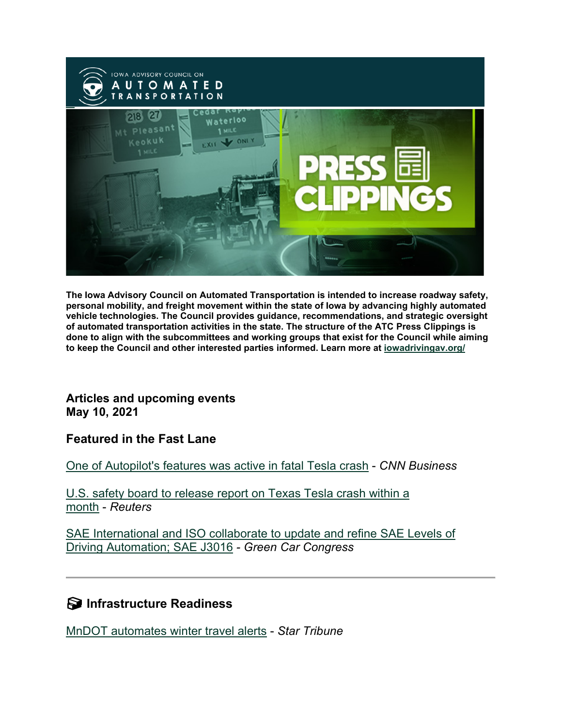The Iowa Advisory Council on Automated Transportation is intended to increase roadway safety, personal mobility, and freight movement within the state of Iowa by advancing highly automated vehicle technologies. The Council provides guidance, recommendations, and strategic oversight of automated transportation activities in the state. The structure of the ATC Press Clippings is done to align with the subcommittees and working groups that exist for the Council while aiming to keep the Council and other interested parties informed. Learn more at [iowadrivingav.org/](iowadrivingav.org/)

## Articles and upcoming events
## May 10, 2021

## Featured in the Fast Lane

One of Autopilot's features was active in fatal Tesla crash - *CNN Business*

U.S. safety board to release report on Texas Tesla crash within a month - *Reuters*

SAE International and ISO collaborate to update and refine SAE Levels of Driving Automation; SAE J3016 - *Green Car Congress*

---

## Infrastructure Readiness

MnDOT automates winter travel alerts - *Star Tribune*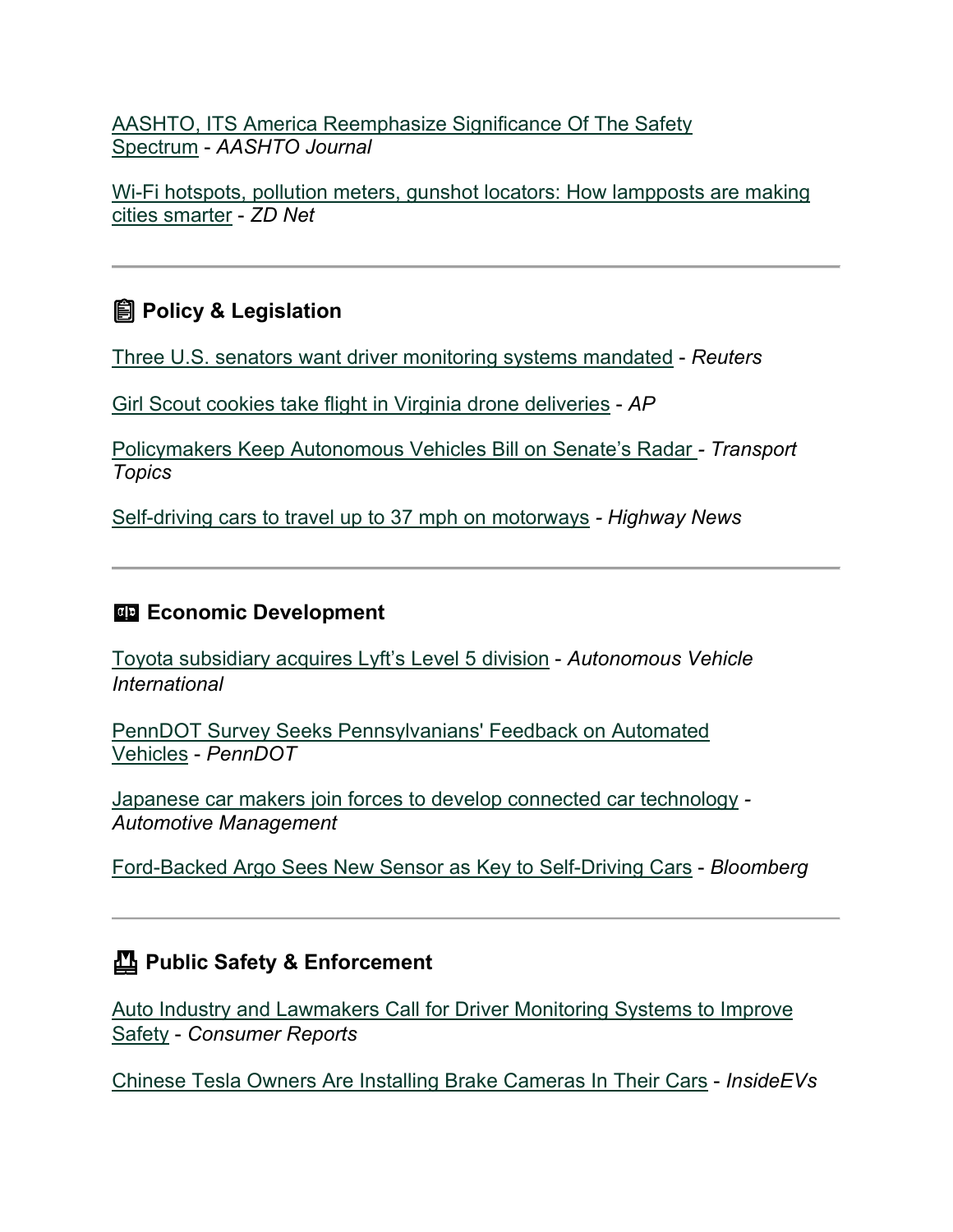[AASHTO, ITS America Reemphasize Significance Of The Safety Spectrum](#) - *AASHTO Journal*

[Wi-Fi hotspots, pollution meters, gunshot locators: How lampposts are making cities smarter](#) - *ZD Net*

---

## 📋 Policy & Legislation

[Three U.S. senators want driver monitoring systems mandated](#) - *Reuters*

[Girl Scout cookies take flight in Virginia drone deliveries](#) - *AP*

[Policymakers Keep Autonomous Vehicles Bill on Senate's Radar](#) - *Transport Topics*

[Self-driving cars to travel up to 37 mph on motorways](#) - *Highway News*

---

## 💱 Economic Development

[Toyota subsidiary acquires Lyft's Level 5 division](#) - *Autonomous Vehicle International*

[PennDOT Survey Seeks Pennsylvanians' Feedback on Automated Vehicles](#) - *PennDOT*

[Japanese car makers join forces to develop connected car technology](#) - *Automotive Management*

[Ford-Backed Argo Sees New Sensor as Key to Self-Driving Cars](#) - *Bloomberg*

---

## 🦺 Public Safety & Enforcement

[Auto Industry and Lawmakers Call for Driver Monitoring Systems to Improve Safety](#) - *Consumer Reports*

[Chinese Tesla Owners Are Installing Brake Cameras In Their Cars](#) - *InsideEVs*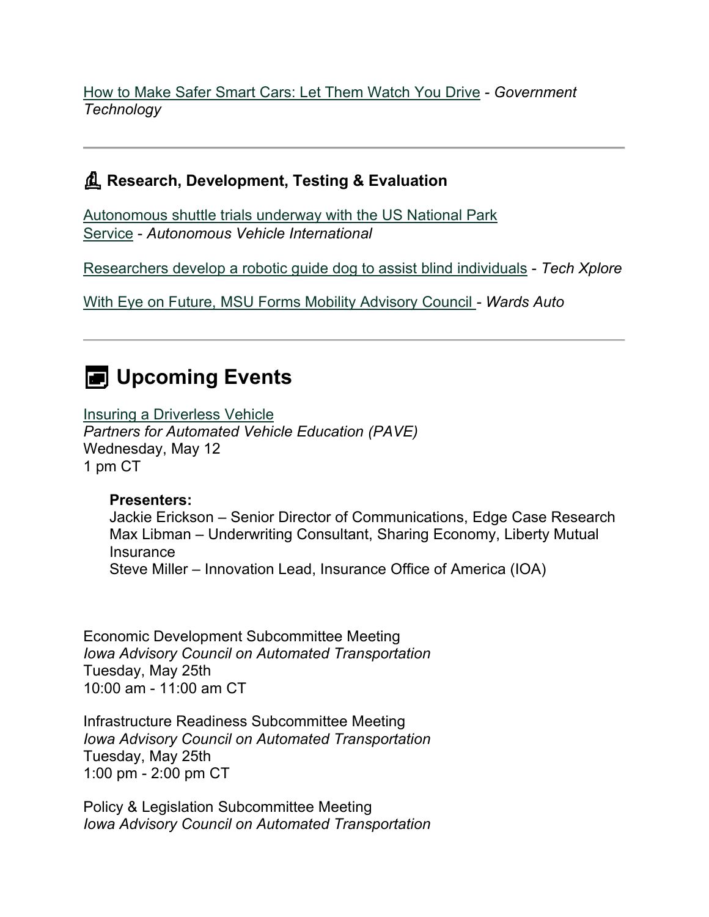How to Make Safer Smart Cars: Let Them Watch You Drive - *Government Technology*

---

### Research, Development, Testing & Evaluation

Autonomous shuttle trials underway with the US National Park Service - *Autonomous Vehicle International*

Researchers develop a robotic guide dog to assist blind individuals - *Tech Xplore*

With Eye on Future, MSU Forms Mobility Advisory Council - *Wards Auto*

---

## Upcoming Events

Insuring a Driverless Vehicle
*Partners for Automated Vehicle Education (PAVE)*
Wednesday, May 12
1 pm CT

> **Presenters:**
> Jackie Erickson – Senior Director of Communications, Edge Case Research
> Max Libman – Underwriting Consultant, Sharing Economy, Liberty Mutual Insurance
> Steve Miller – Innovation Lead, Insurance Office of America (IOA)

Economic Development Subcommittee Meeting
*Iowa Advisory Council on Automated Transportation*
Tuesday, May 25th
10:00 am - 11:00 am CT

Infrastructure Readiness Subcommittee Meeting
*Iowa Advisory Council on Automated Transportation*
Tuesday, May 25th
1:00 pm - 2:00 pm CT

Policy & Legislation Subcommittee Meeting
*Iowa Advisory Council on Automated Transportation*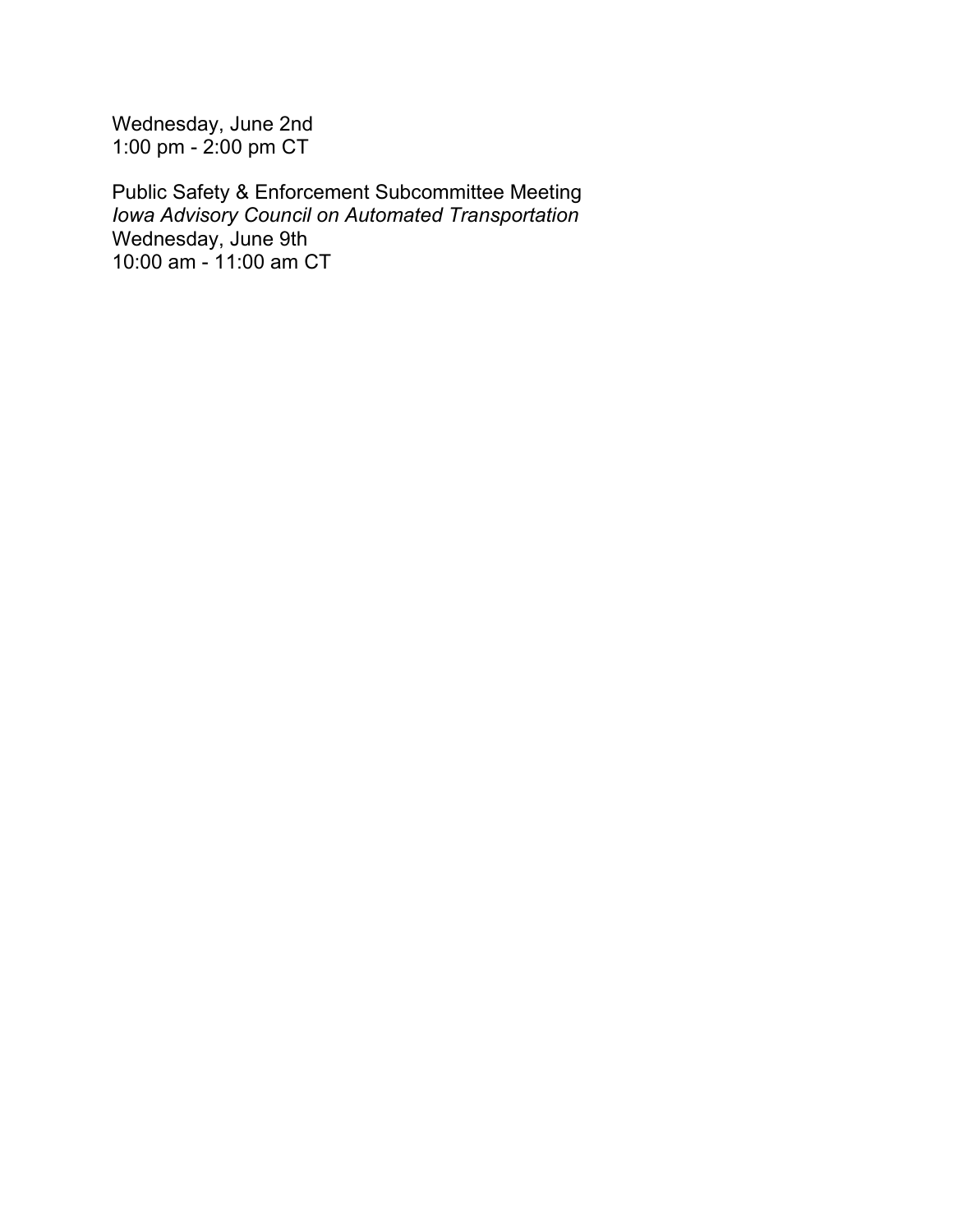Wednesday, June 2nd
1:00 pm - 2:00 pm CT

Public Safety & Enforcement Subcommittee Meeting
*Iowa Advisory Council on Automated Transportation*
Wednesday, June 9th
10:00 am - 11:00 am CT